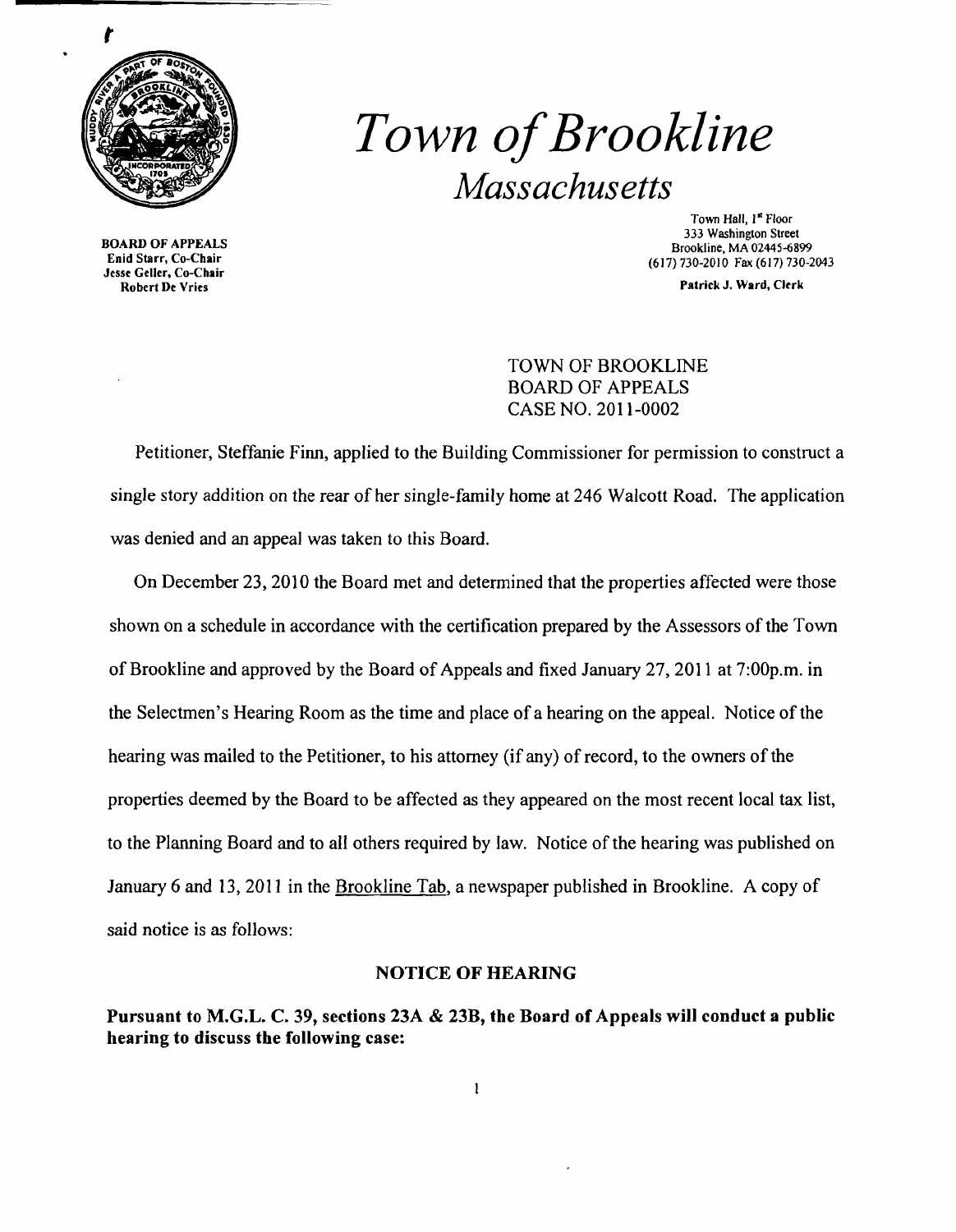# *Town of Brookline*

## *Massachusetts*

**BOARD OF APPEALS**
**Enid Starr, Co-Chair**
**Jesse Geller, Co-Chair**
**Robert De Vries**

Town Hall, 1st Floor
333 Washington Street
Brookline, MA 02445-6899
(617) 730-2010 Fax (617) 730-2043

**Patrick J. Ward, Clerk**

TOWN OF BROOKLINE
BOARD OF APPEALS
CASE NO. 2011-0002

Petitioner, Steffanie Finn, applied to the Building Commissioner for permission to construct a single story addition on the rear of her single-family home at 246 Walcott Road. The application was denied and an appeal was taken to this Board.

On December 23, 2010 the Board met and determined that the properties affected were those shown on a schedule in accordance with the certification prepared by the Assessors of the Town of Brookline and approved by the Board of Appeals and fixed January 27, 2011 at 7:00p.m. in the Selectmen's Hearing Room as the time and place of a hearing on the appeal. Notice of the hearing was mailed to the Petitioner, to his attorney (if any) of record, to the owners of the properties deemed by the Board to be affected as they appeared on the most recent local tax list, to the Planning Board and to all others required by law. Notice of the hearing was published on January 6 and 13, 2011 in the Brookline Tab, a newspaper published in Brookline. A copy of said notice is as follows:

**NOTICE OF HEARING**

**Pursuant to M.G.L. C. 39, sections 23A & 23B, the Board of Appeals will conduct a public hearing to discuss the following case:**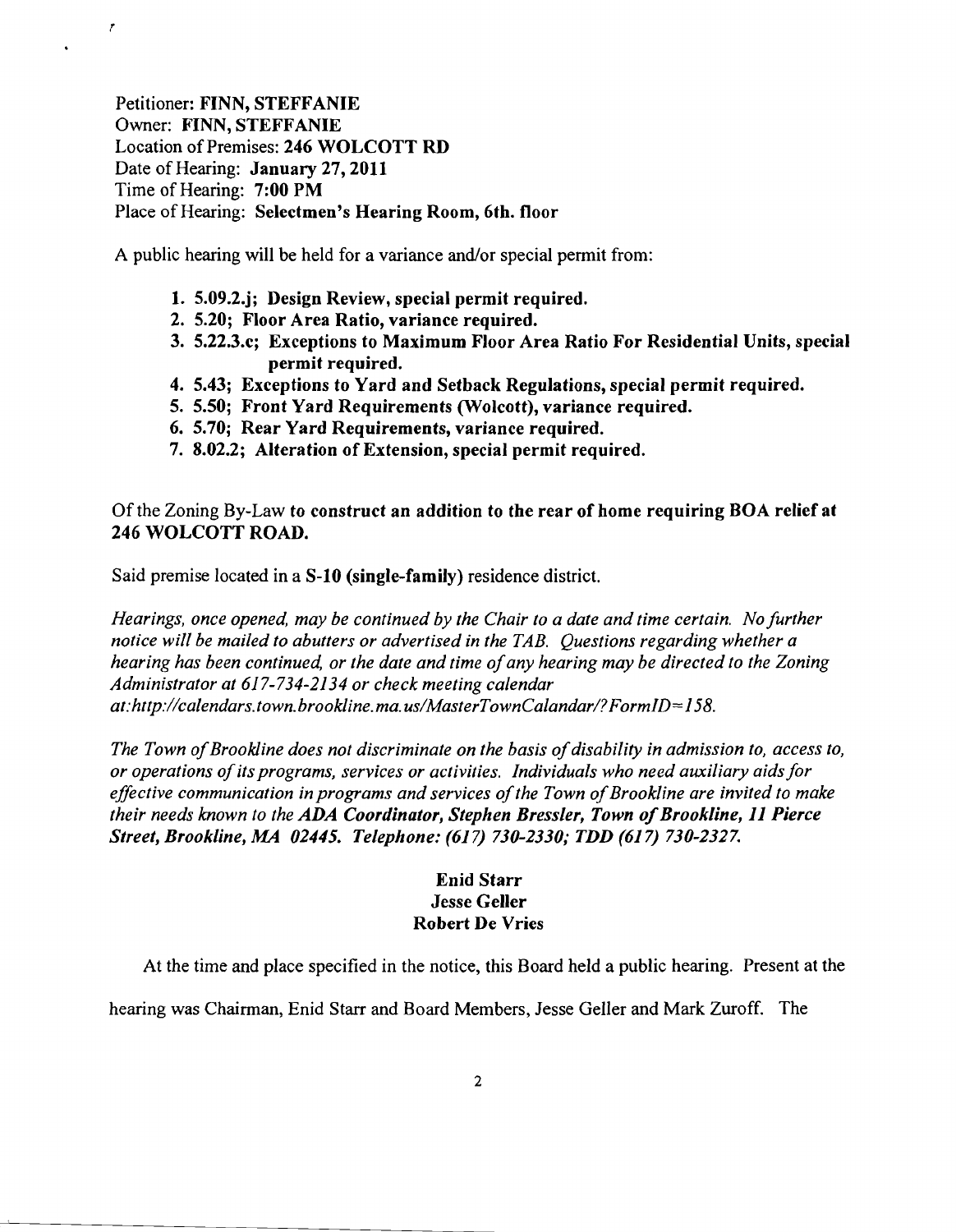Petitioner: **FINN, STEFFANIE**
Owner: **FINN, STEFFANIE**
Location of Premises: **246 WOLCOTT RD**
Date of Hearing: **January 27, 2011**
Time of Hearing: **7:00 PM**
Place of Hearing: **Selectmen's Hearing Room, 6th. floor**

A public hearing will be held for a variance and/or special permit from:

1. **5.09.2.j; Design Review, special permit required.**
2. **5.20; Floor Area Ratio, variance required.**
3. **5.22.3.c; Exceptions to Maximum Floor Area Ratio For Residential Units, special permit required.**
4. **5.43; Exceptions to Yard and Setback Regulations, special permit required.**
5. **5.50; Front Yard Requirements (Wolcott), variance required.**
6. **5.70; Rear Yard Requirements, variance required.**
7. **8.02.2; Alteration of Extension, special permit required.**

Of the Zoning By-Law **to construct an addition to the rear of home requiring BOA relief at 246 WOLCOTT ROAD.**

Said premise located in a **S-10 (single-family)** residence district.

*Hearings, once opened, may be continued by the Chair to a date and time certain. No further notice will be mailed to abutters or advertised in the TAB. Questions regarding whether a hearing has been continued, or the date and time of any hearing may be directed to the Zoning Administrator at 617-734-2134 or check meeting calendar at:http://calendars.town.brookline.ma.us/MasterTownCalandar/?FormID=158.*

*The Town of Brookline does not discriminate on the basis of disability in admission to, access to, or operations of its programs, services or activities. Individuals who need auxiliary aids for effective communication in programs and services of the Town of Brookline are invited to make their needs known to the* ***ADA Coordinator, Stephen Bressler, Town of Brookline, 11 Pierce Street, Brookline, MA 02445. Telephone: (617) 730-2330; TDD (617) 730-2327.***

**Enid Starr**
**Jesse Geller**
**Robert De Vries**

At the time and place specified in the notice, this Board held a public hearing. Present at the hearing was Chairman, Enid Starr and Board Members, Jesse Geller and Mark Zuroff. The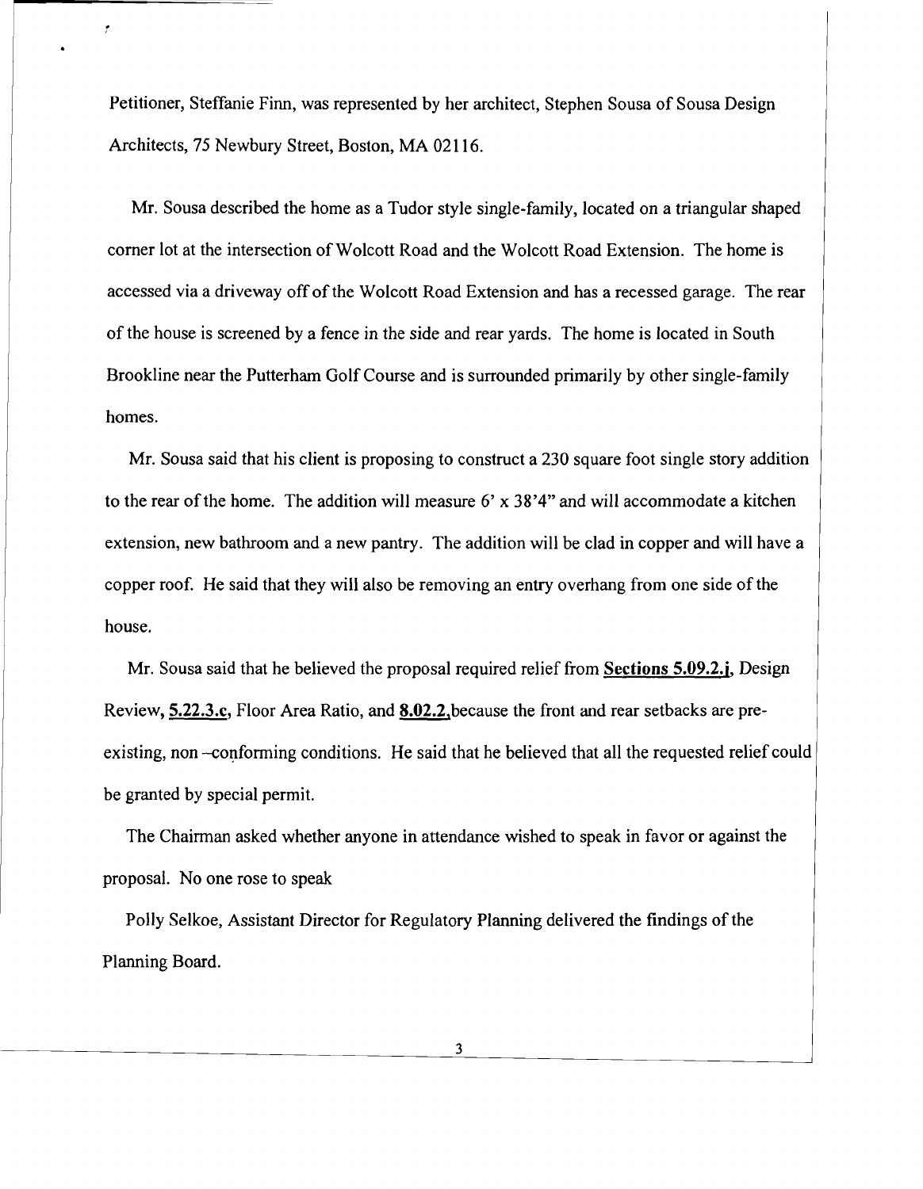Petitioner, Steffanie Finn, was represented by her architect, Stephen Sousa of Sousa Design Architects, 75 Newbury Street, Boston, MA 02116.

Mr. Sousa described the home as a Tudor style single-family, located on a triangular shaped corner lot at the intersection of Wolcott Road and the Wolcott Road Extension. The home is accessed via a driveway off of the Wolcott Road Extension and has a recessed garage. The rear of the house is screened by a fence in the side and rear yards. The home is located in South Brookline near the Putterham Golf Course and is surrounded primarily by other single-family homes.

Mr. Sousa said that his client is proposing to construct a 230 square foot single story addition to the rear of the home. The addition will measure 6' x 38'4" and will accommodate a kitchen extension, new bathroom and a new pantry. The addition will be clad in copper and will have a copper roof. He said that they will also be removing an entry overhang from one side of the house.

Mr. Sousa said that he believed the proposal required relief from **Sections 5.09.2.j**, Design Review, **5.22.3.c**, Floor Area Ratio, and **8.02.2**,because the front and rear setbacks are pre-existing, non –conforming conditions. He said that he believed that all the requested relief could be granted by special permit.

The Chairman asked whether anyone in attendance wished to speak in favor or against the proposal. No one rose to speak

Polly Selkoe, Assistant Director for Regulatory Planning delivered the findings of the Planning Board.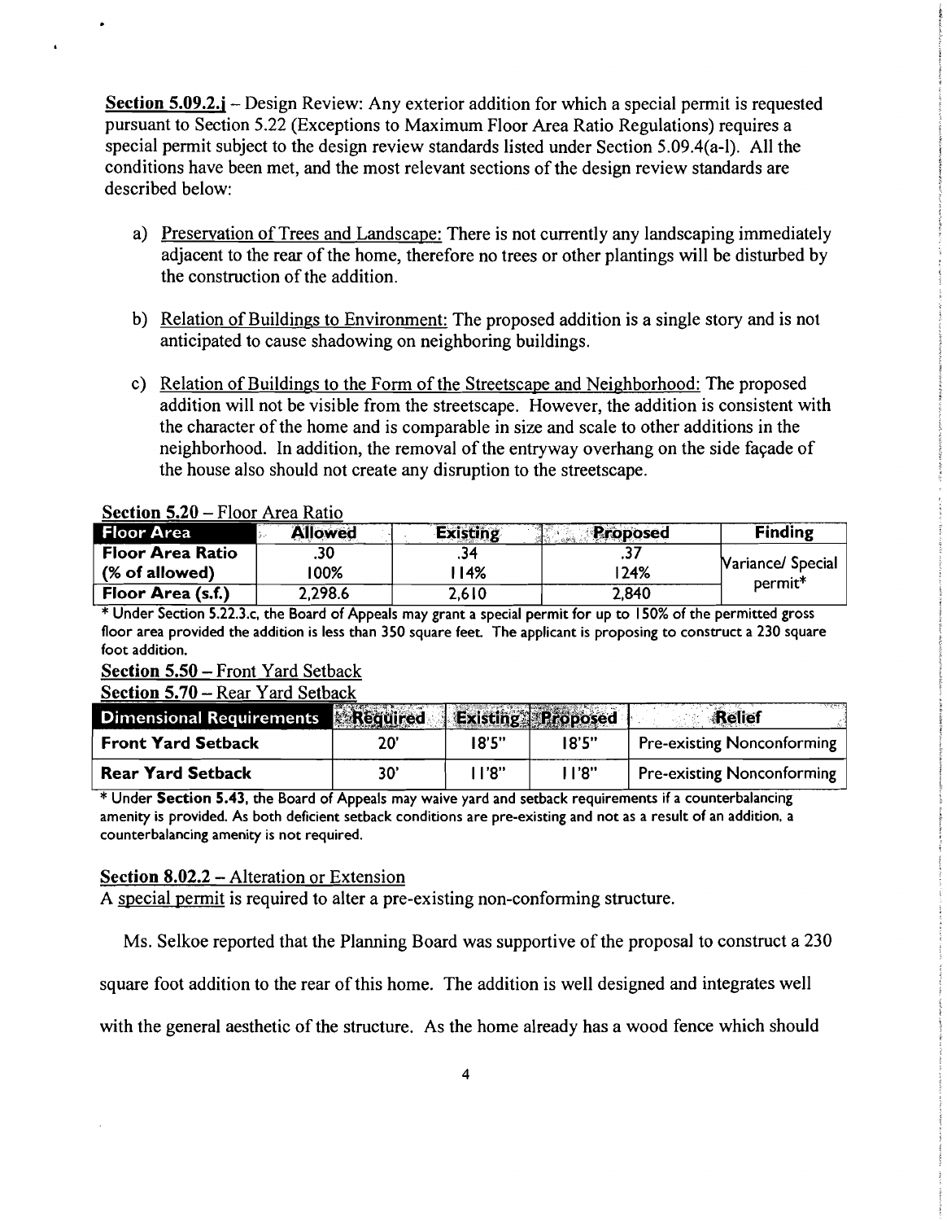**Section 5.09.2.j** – Design Review: Any exterior addition for which a special permit is requested pursuant to Section 5.22 (Exceptions to Maximum Floor Area Ratio Regulations) requires a special permit subject to the design review standards listed under Section 5.09.4(a-l). All the conditions have been met, and the most relevant sections of the design review standards are described below:

a) Preservation of Trees and Landscape: There is not currently any landscaping immediately adjacent to the rear of the home, therefore no trees or other plantings will be disturbed by the construction of the addition.

b) Relation of Buildings to Environment: The proposed addition is a single story and is not anticipated to cause shadowing on neighboring buildings.

c) Relation of Buildings to the Form of the Streetscape and Neighborhood: The proposed addition will not be visible from the streetscape. However, the addition is consistent with the character of the home and is comparable in size and scale to other additions in the neighborhood. In addition, the removal of the entryway overhang on the side façade of the house also should not create any disruption to the streetscape.

**Section 5.20** – Floor Area Ratio

| Floor Area | Allowed | Existing | Proposed | Finding |
|---|---|---|---|---|
| **Floor Area Ratio (% of allowed)** | .30 100% | .34 114% | .37 124% | Variance/ Special permit* |
| **Floor Area (s.f.)** | 2,298.6 | 2,610 | 2,840 | |

\* Under Section 5.22.3.c, the Board of Appeals may grant a special permit for up to 150% of the permitted gross floor area provided the addition is less than 350 square feet. The applicant is proposing to construct a 230 square foot addition.

**Section 5.50** – Front Yard Setback

**Section 5.70** – Rear Yard Setback

| Dimensional Requirements | Required | Existing | Proposed | Relief |
|---|---|---|---|---|
| **Front Yard Setback** | 20' | 18'5" | 18'5" | Pre-existing Nonconforming |
| **Rear Yard Setback** | 30' | 11'8" | 11'8" | Pre-existing Nonconforming |

\* Under **Section 5.43**, the Board of Appeals may waive yard and setback requirements if a counterbalancing amenity is provided. As both deficient setback conditions are pre-existing and not as a result of an addition, a counterbalancing amenity is not required.

**Section 8.02.2** – Alteration or Extension

A special permit is required to alter a pre-existing non-conforming structure.

Ms. Selkoe reported that the Planning Board was supportive of the proposal to construct a 230 square foot addition to the rear of this home. The addition is well designed and integrates well with the general aesthetic of the structure. As the home already has a wood fence which should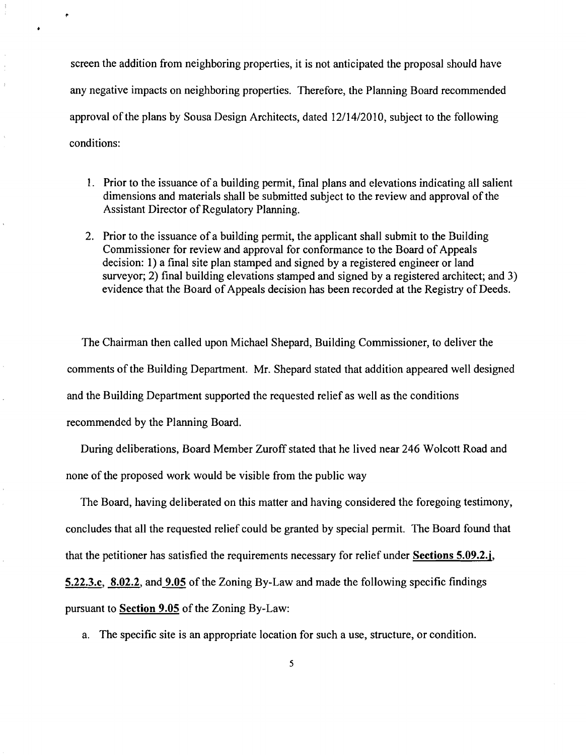screen the addition from neighboring properties, it is not anticipated the proposal should have any negative impacts on neighboring properties. Therefore, the Planning Board recommended approval of the plans by Sousa Design Architects, dated 12/14/2010, subject to the following conditions:

1. Prior to the issuance of a building permit, final plans and elevations indicating all salient dimensions and materials shall be submitted subject to the review and approval of the Assistant Director of Regulatory Planning.

2. Prior to the issuance of a building permit, the applicant shall submit to the Building Commissioner for review and approval for conformance to the Board of Appeals decision: 1) a final site plan stamped and signed by a registered engineer or land surveyor; 2) final building elevations stamped and signed by a registered architect; and 3) evidence that the Board of Appeals decision has been recorded at the Registry of Deeds.

The Chairman then called upon Michael Shepard, Building Commissioner, to deliver the comments of the Building Department. Mr. Shepard stated that addition appeared well designed and the Building Department supported the requested relief as well as the conditions recommended by the Planning Board.

During deliberations, Board Member Zuroff stated that he lived near 246 Wolcott Road and none of the proposed work would be visible from the public way

The Board, having deliberated on this matter and having considered the foregoing testimony, concludes that all the requested relief could be granted by special permit. The Board found that that the petitioner has satisfied the requirements necessary for relief under **Sections 5.09.2.j**, **5.22.3.c**, **8.02.2**, and **9.05** of the Zoning By-Law and made the following specific findings pursuant to **Section 9.05** of the Zoning By-Law:

a. The specific site is an appropriate location for such a use, structure, or condition.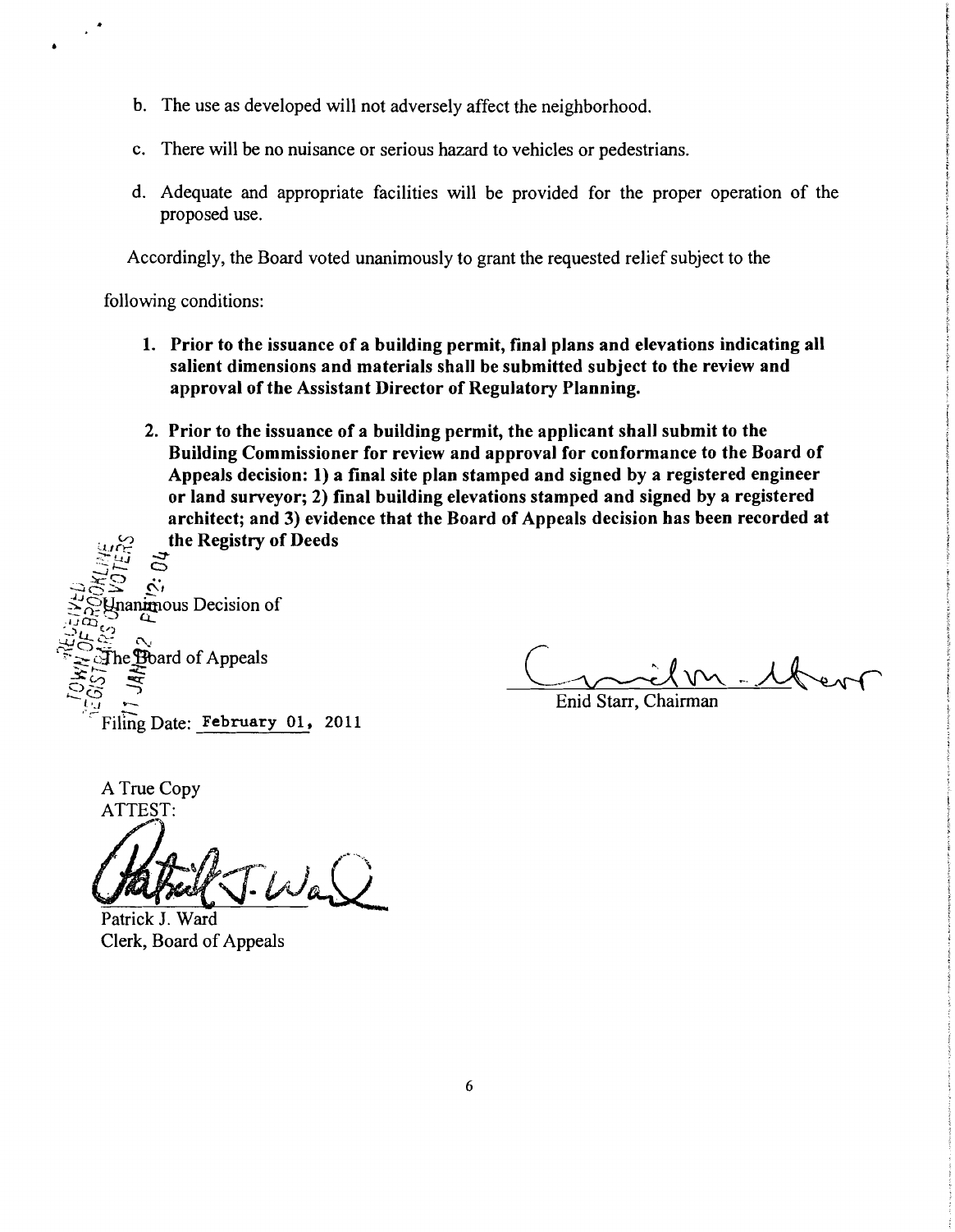b. The use as developed will not adversely affect the neighborhood.

c. There will be no nuisance or serious hazard to vehicles or pedestrians.

d. Adequate and appropriate facilities will be provided for the proper operation of the proposed use.

Accordingly, the Board voted unanimously to grant the requested relief subject to the following conditions:

1. **Prior to the issuance of a building permit, final plans and elevations indicating all salient dimensions and materials shall be submitted subject to the review and approval of the Assistant Director of Regulatory Planning.**

2. **Prior to the issuance of a building permit, the applicant shall submit to the Building Commissioner for review and approval for conformance to the Board of Appeals decision: 1) a final site plan stamped and signed by a registered engineer or land surveyor; 2) final building elevations stamped and signed by a registered architect; and 3) evidence that the Board of Appeals decision has been recorded at the Registry of Deeds**

RECEIVED TOWN OF BROOKLINE REGISTRARS OF VOTERS 2011 JAN 2? P 12: 04

Unanimous Decision of

The Board of Appeals

Filing Date: February 01, 2011

Enid Starr, Chairman

A True Copy
ATTEST:

Patrick J. Ward
Clerk, Board of Appeals